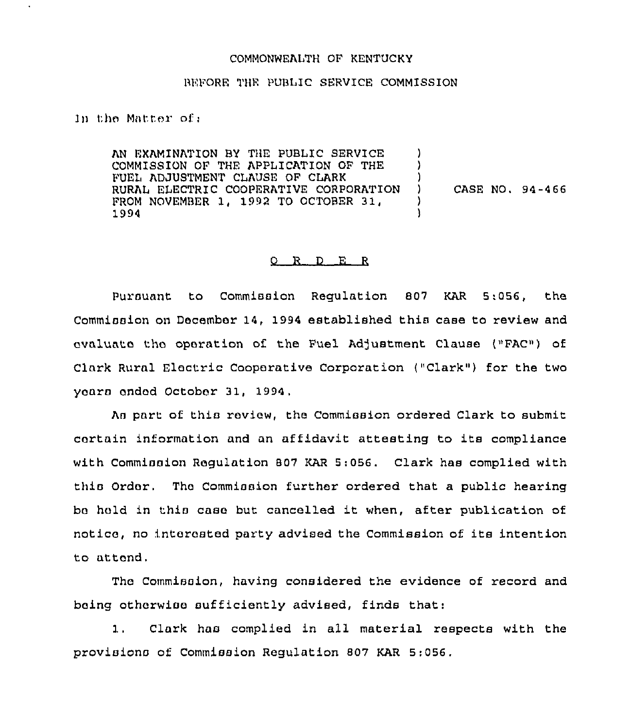COMMONWEALTH OF KENTUCKY

BEFORE THE PUBLIC SERVICE COMMISSION

In the Matter of:

| | | |
|---|---|---|
| AN EXAMINATION BY THE PUBLIC SERVICE COMMISSION OF THE APPLICATION OF THE FUEL ADJUSTMENT CLAUSE OF CLARK RURAL ELECTRIC COOPERATIVE CORPORATION FROM NOVEMBER 1, 1992 TO OCTOBER 31, 1994 | ) | CASE NO. 94-466 |

O R D E R

Pursuant to Commission Regulation 807 KAR 5:056, the Commission on December 14, 1994 established this case to review and evaluate the operation of the Fuel Adjustment Clause ("FAC") of Clark Rural Electric Cooperative Corporation ("Clark") for the two years ended October 31, 1994.

As part of this review, the Commission ordered Clark to submit certain information and an affidavit attesting to its compliance with Commission Regulation 807 KAR 5:056. Clark has complied with this Order. The Commission further ordered that a public hearing be held in this case but cancelled it when, after publication of notice, no interested party advised the Commission of its intention to attend.

The Commission, having considered the evidence of record and being otherwise sufficiently advised, finds that:

1. Clark has complied in all material respects with the provisions of Commission Regulation 807 KAR 5:056.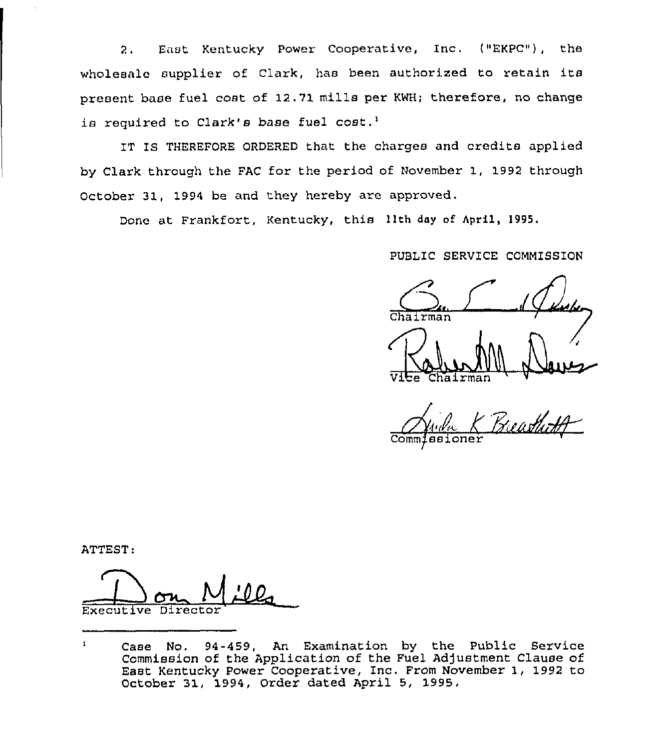2. East Kentucky Power Cooperative, Inc. ("EKPC"), the wholesale supplier of Clark, has been authorized to retain its present base fuel cost of 12.71 mills per KWH; therefore, no change is required to Clark's base fuel cost.[1]

IT IS THEREFORE ORDERED that the charges and credits applied by Clark through the FAC for the period of November 1, 1992 through October 31, 1994 be and they hereby are approved.

Done at Frankfort, Kentucky, this 11th day of April, 1995.

PUBLIC SERVICE COMMISSION

Chairman

Vice Chairman

Commissioner

ATTEST:

Executive Director

---

[1] Case No. 94-459, An Examination by the Public Service Commission of the Application of the Fuel Adjustment Clause of East Kentucky Power Cooperative, Inc. From November 1, 1992 to October 31, 1994, Order dated April 5, 1995.